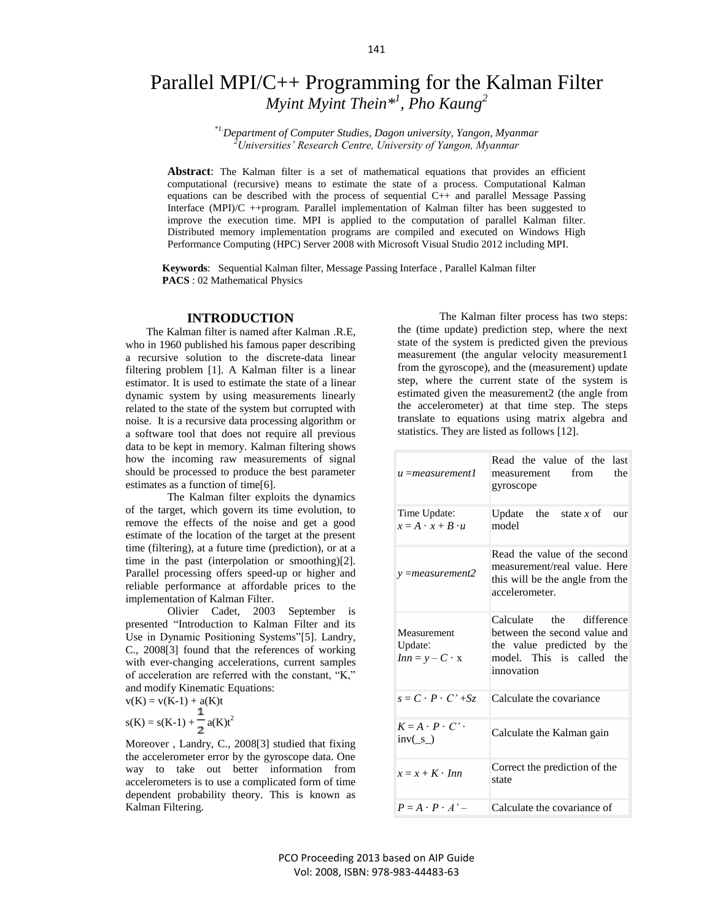# Parallel MPI/C++ Programming for the Kalman Filter

*Myint Myint Thein*[*1], Pho Kaung[2]*

*[*1]Department of Computer Studies, Dagon university, Yangon, Myanmar*
*[2]Universities' Research Centre, University of Yangon, Myanmar*

**Abstract**: The Kalman filter is a set of mathematical equations that provides an efficient computational (recursive) means to estimate the state of a process. Computational Kalman equations can be described with the process of sequential C++ and parallel Message Passing Interface (MPI)/C ++program. Parallel implementation of Kalman filter has been suggested to improve the execution time. MPI is applied to the computation of parallel Kalman filter. Distributed memory implementation programs are compiled and executed on Windows High Performance Computing (HPC) Server 2008 with Microsoft Visual Studio 2012 including MPI.

**Keywords**: Sequential Kalman filter, Message Passing Interface , Parallel Kalman filter
**PACS** : 02 Mathematical Physics

## INTRODUCTION

The Kalman filter is named after Kalman .R.E, who in 1960 published his famous paper describing a recursive solution to the discrete-data linear filtering problem [1]. A Kalman filter is a linear estimator. It is used to estimate the state of a linear dynamic system by using measurements linearly related to the state of the system but corrupted with noise. It is a recursive data processing algorithm or a software tool that does not require all previous data to be kept in memory. Kalman filtering shows how the incoming raw measurements of signal should be processed to produce the best parameter estimates as a function of time[6].

The Kalman filter exploits the dynamics of the target, which govern its time evolution, to remove the effects of the noise and get a good estimate of the location of the target at the present time (filtering), at a future time (prediction), or at a time in the past (interpolation or smoothing)[2]. Parallel processing offers speed-up or higher and reliable performance at affordable prices to the implementation of Kalman Filter.

Olivier Cadet, 2003 September is presented "Introduction to Kalman Filter and its Use in Dynamic Positioning Systems"[5]. Landry, C., 2008[3] found that the references of working with ever-changing accelerations, current samples of acceleration are referred with the constant, "K," and modify Kinematic Equations:

$$v(K) = v(K-1) + a(K)t$$

$$s(K) = s(K-1) + \frac{1}{2}a(K)t^2$$

Moreover , Landry, C., 2008[3] studied that fixing the accelerometer error by the gyroscope data. One way to take out better information from accelerometers is to use a complicated form of time dependent probability theory. This is known as Kalman Filtering.

The Kalman filter process has two steps: the (time update) prediction step, where the next state of the system is predicted given the previous measurement (the angular velocity measurement1 from the gyroscope), and the (measurement) update step, where the current state of the system is estimated given the measurement2 (the angle from the accelerometer) at that time step. The steps translate to equations using matrix algebra and statistics. They are listed as follows [12].

| | |
|---|---|
| *u =measurement1* | Read the value of the last measurement from the gyroscope |
| Time Update: $x = A \cdot x + B \cdot u$ | Update the state *x* of our model |
| *y =measurement2* | Read the value of the second measurement/real value. Here this will be the angle from the accelerometer. |
| Measurement Update: $Inn = y - C \cdot x$ | Calculate the difference between the second value and the value predicted by the model. This is called the innovation |
| $s = C \cdot P \cdot C' + Sz$ | Calculate the covariance |
| $K = A \cdot P \cdot C' \cdot$ inv(_s_) | Calculate the Kalman gain |
| $x = x + K \cdot Inn$ | Correct the prediction of the state |
| $P = A \cdot P \cdot A' -$ | Calculate the covariance of |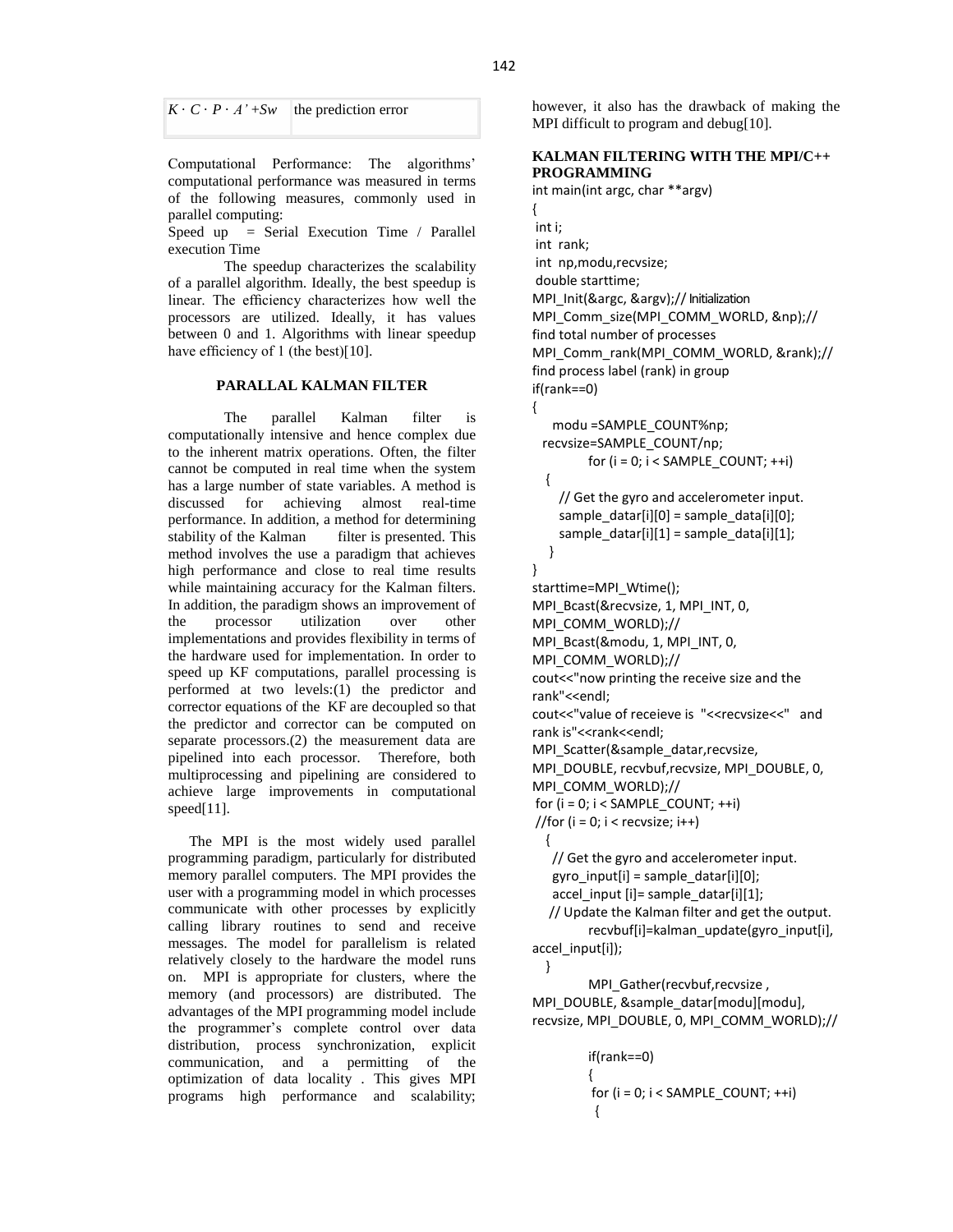| $K \cdot C \cdot P \cdot A' + Sw$ | the prediction error |
|---|---|

Computational Performance: The algorithms' computational performance was measured in terms of the following measures, commonly used in parallel computing:

Speed up = Serial Execution Time / Parallel execution Time

The speedup characterizes the scalability of a parallel algorithm. Ideally, the best speedup is linear. The efficiency characterizes how well the processors are utilized. Ideally, it has values between 0 and 1. Algorithms with linear speedup have efficiency of 1 (the best)[10].

## PARALLAL KALMAN FILTER

The parallel Kalman filter is computationally intensive and hence complex due to the inherent matrix operations. Often, the filter cannot be computed in real time when the system has a large number of state variables. A method is discussed for achieving almost real-time performance. In addition, a method for determining stability of the Kalman filter is presented. This method involves the use a paradigm that achieves high performance and close to real time results while maintaining accuracy for the Kalman filters. In addition, the paradigm shows an improvement of the processor utilization over other implementations and provides flexibility in terms of the hardware used for implementation. In order to speed up KF computations, parallel processing is performed at two levels:(1) the predictor and corrector equations of the KF are decoupled so that the predictor and corrector can be computed on separate processors.(2) the measurement data are pipelined into each processor. Therefore, both multiprocessing and pipelining are considered to achieve large improvements in computational speed[11].

The MPI is the most widely used parallel programming paradigm, particularly for distributed memory parallel computers. The MPI provides the user with a programming model in which processes communicate with other processes by explicitly calling library routines to send and receive messages. The model for parallelism is related relatively closely to the hardware the model runs on. MPI is appropriate for clusters, where the memory (and processors) are distributed. The advantages of the MPI programming model include the programmer's complete control over data distribution, process synchronization, explicit communication, and a permitting of the optimization of data locality . This gives MPI programs high performance and scalability; however, it also has the drawback of making the MPI difficult to program and debug[10].

## KALMAN FILTERING WITH THE MPI/C++ PROGRAMMING

```
int main(int argc, char **argv)
{
 int i;
 int  rank;
 int  np,modu,recvsize;
 double starttime;
MPI_Init(&argc, &argv);// Initialization
MPI_Comm_size(MPI_COMM_WORLD, &np);//
find total number of processes
MPI_Comm_rank(MPI_COMM_WORLD, &rank);//
find process label (rank) in group
if(rank==0)
{
    modu =SAMPLE_COUNT%np;
  recvsize=SAMPLE_COUNT/np;
          for (i = 0; i < SAMPLE_COUNT; ++i)
   {
     // Get the gyro and accelerometer input.
     sample_datar[i][0] = sample_data[i][0];
     sample_datar[i][1] = sample_data[i][1];
   }
}
starttime=MPI_Wtime();
MPI_Bcast(&recvsize, 1, MPI_INT, 0,
MPI_COMM_WORLD);//
MPI_Bcast(&modu, 1, MPI_INT, 0,
MPI_COMM_WORLD);//
cout<<"now printing the receive size and the
rank"<<endl;
cout<<"value of receieve is  "<<recvsize<<"  and
rank is"<<rank<<endl;
MPI_Scatter(&sample_datar,recvsize,
MPI_DOUBLE, recvbuf,recvsize, MPI_DOUBLE, 0,
MPI_COMM_WORLD);//
 for (i = 0; i < SAMPLE_COUNT; ++i)
 //for (i = 0; i < recvsize; i++)
   {
    // Get the gyro and accelerometer input.
    gyro_input[i] = sample_datar[i][0];
    accel_input [i]= sample_datar[i][1];
   // Update the Kalman filter and get the output.
          recvbuf[i]=kalman_update(gyro_input[i],
accel_input[i]);
   }
          MPI_Gather(recvbuf,recvsize ,
MPI_DOUBLE, &sample_datar[modu][modu],
recvsize, MPI_DOUBLE, 0, MPI_COMM_WORLD);//

          if(rank==0)
          {
           for (i = 0; i < SAMPLE_COUNT; ++i)
            {
```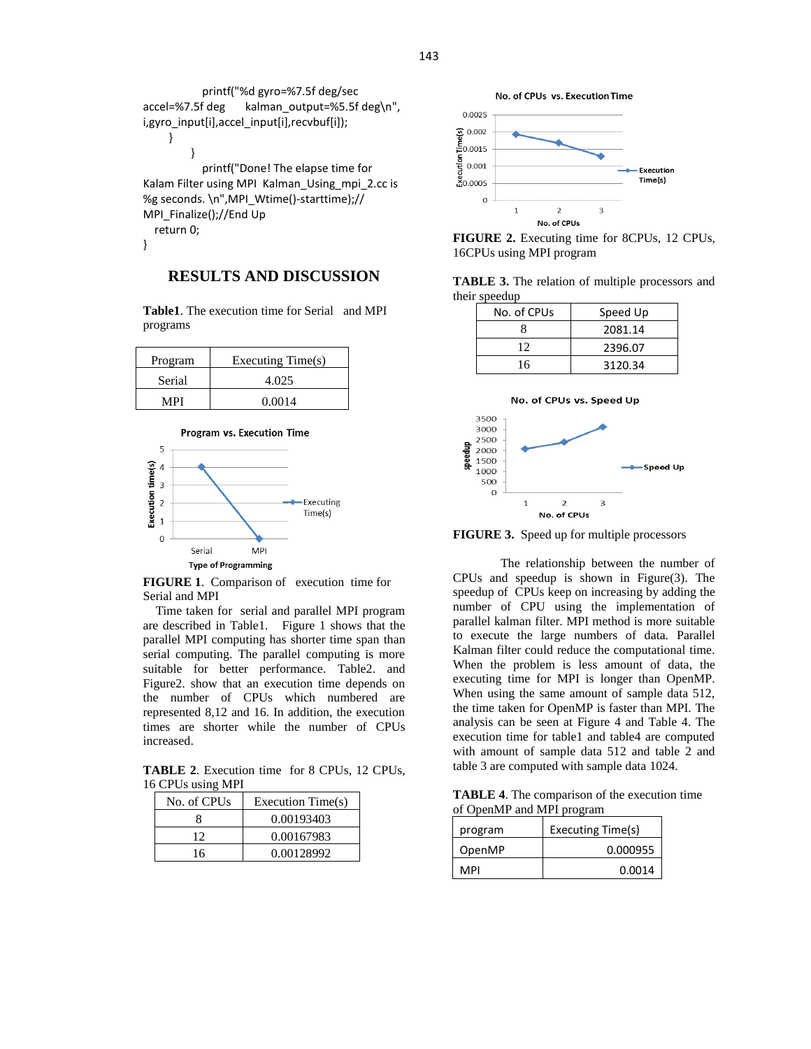```
            printf("%d gyro=%7.5f deg/sec
accel=%7.5f deg     kalman_output=%5.5f deg\n",
i,gyro_input[i],accel_input[i],recvbuf[i]);
      }
         }
            printf("Done! The elapse time for
Kalam Filter using MPI  Kalman_Using_mpi_2.cc is
%g seconds. \n",MPI_Wtime()-starttime);//
MPI_Finalize();//End Up
   return 0;
}
```

## RESULTS AND DISCUSSION

**Table1**. The execution time for Serial and MPI programs

| Program | Executing Time(s) |
|---|---|
| Serial | 4.025 |
| MPI | 0.0014 |

**FIGURE 1**. Comparison of execution time for Serial and MPI

Time taken for serial and parallel MPI program are described in Table1. Figure 1 shows that the parallel MPI computing has shorter time span than serial computing. The parallel computing is more suitable for better performance. Table2. and Figure2. show that an execution time depends on the number of CPUs which numbered are represented 8,12 and 16. In addition, the execution times are shorter while the number of CPUs increased.

**TABLE 2**. Execution time for 8 CPUs, 12 CPUs, 16 CPUs using MPI

| No. of CPUs | Execution Time(s) |
|---|---|
| 8 | 0.00193403 |
| 12 | 0.00167983 |
| 16 | 0.00128992 |

**FIGURE 2.** Executing time for 8CPUs, 12 CPUs, 16CPUs using MPI program

**TABLE 3.** The relation of multiple processors and their speedup

| No. of CPUs | Speed Up |
|---|---|
| 8 | 2081.14 |
| 12 | 2396.07 |
| 16 | 3120.34 |

**FIGURE 3.** Speed up for multiple processors

The relationship between the number of CPUs and speedup is shown in Figure(3). The speedup of CPUs keep on increasing by adding the number of CPU using the implementation of parallel kalman filter. MPI method is more suitable to execute the large numbers of data. Parallel Kalman filter could reduce the computational time. When the problem is less amount of data, the executing time for MPI is longer than OpenMP. When using the same amount of sample data 512, the time taken for OpenMP is faster than MPI. The analysis can be seen at Figure 4 and Table 4. The execution time for table1 and table4 are computed with amount of sample data 512 and table 2 and table 3 are computed with sample data 1024.

**TABLE 4**. The comparison of the execution time of OpenMP and MPI program

| program | Executing Time(s) |
|---|---|
| OpenMP | 0.000955 |
| MPI | 0.0014 |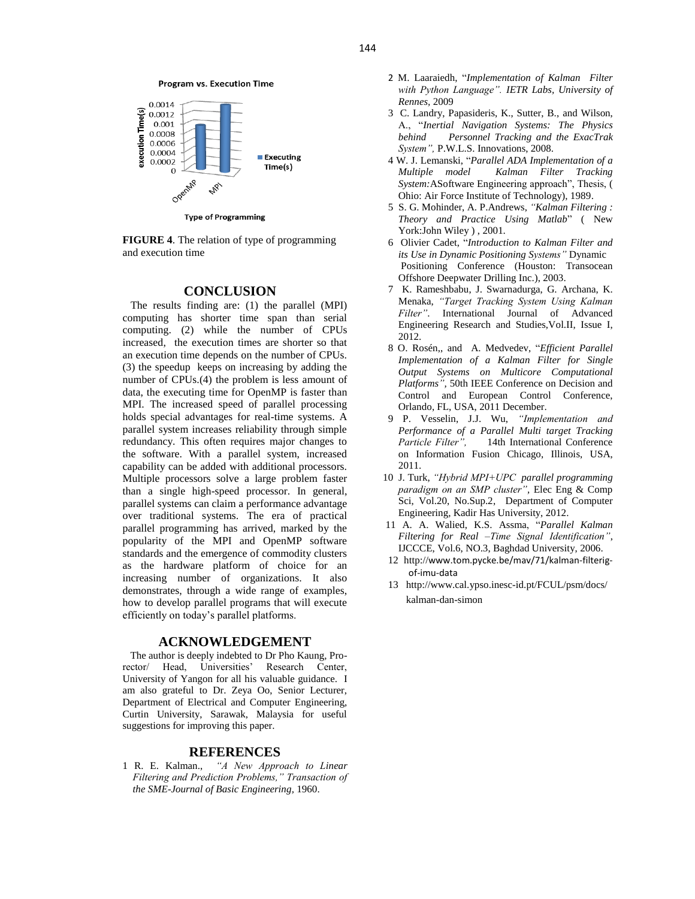Program vs. Execution Time

execution Time(s)

0.0014
0.0012
0.001
0.0008
0.0006
0.0004
0.0002
0

OpenMP
MPI

Executing Time(s)

Type of Programming

**FIGURE 4**. The relation of type of programming and execution time

## CONCLUSION

The results finding are: (1) the parallel (MPI) computing has shorter time span than serial computing. (2) while the number of CPUs increased, the execution times are shorter so that an execution time depends on the number of CPUs. (3) the speedup keeps on increasing by adding the number of CPUs.(4) the problem is less amount of data, the executing time for OpenMP is faster than MPI. The increased speed of parallel processing holds special advantages for real-time systems. A parallel system increases reliability through simple redundancy. This often requires major changes to the software. With a parallel system, increased capability can be added with additional processors. Multiple processors solve a large problem faster than a single high-speed processor. In general, parallel systems can claim a performance advantage over traditional systems. The era of practical parallel programming has arrived, marked by the popularity of the MPI and OpenMP software standards and the emergence of commodity clusters as the hardware platform of choice for an increasing number of organizations. It also demonstrates, through a wide range of examples, how to develop parallel programs that will execute efficiently on today's parallel platforms.

## ACKNOWLEDGEMENT

The author is deeply indebted to Dr Pho Kaung, Pro-rector/ Head, Universities' Research Center, University of Yangon for all his valuable guidance. I am also grateful to Dr. Zeya Oo, Senior Lecturer, Department of Electrical and Computer Engineering, Curtin University, Sarawak, Malaysia for useful suggestions for improving this paper.

## REFERENCES

1 R. E. Kalman., *"A New Approach to Linear Filtering and Prediction Problems," Transaction of the SME-Journal of Basic Engineering*, 1960.

2 M. Laaraiedh, "*Implementation of Kalman Filter with Python Language". IETR Labs, University of Rennes*, 2009

3 C. Landry, Papasideris, K., Sutter, B., and Wilson, A., "*Inertial Navigation Systems: The Physics behind Personnel Tracking and the ExacTrak System",* P.W.L.S. Innovations, 2008.

4 W. J. Lemanski, "*Parallel ADA Implementation of a Multiple model Kalman Filter Tracking System:*ASoftware Engineering approach", Thesis, ( Ohio: Air Force Institute of Technology), 1989.

5 S. G. Mohinder, A. P.Andrews, *"Kalman Filtering : Theory and Practice Using Matlab*" ( New York:John Wiley ) , 2001.

6 Olivier Cadet, "*Introduction to Kalman Filter and its Use in Dynamic Positioning Systems"* Dynamic Positioning Conference (Houston: Transocean Offshore Deepwater Drilling Inc.), 2003.

7 K. Rameshbabu, J. Swarnadurga, G. Archana, K. Menaka, *"Target Tracking System Using Kalman Filter"*. International Journal of Advanced Engineering Research and Studies,Vol.II, Issue I, 2012.

8 O. Rosén,, and A. Medvedev, "*Efficient Parallel Implementation of a Kalman Filter for Single Output Systems on Multicore Computational Platforms"*, 50th IEEE Conference on Decision and Control and European Control Conference, Orlando, FL, USA, 2011 December.

9 P. Vesselin, J.J. Wu, *"Implementation and Performance of a Parallel Multi target Tracking Particle Filter",* 14th International Conference on Information Fusion Chicago, Illinois, USA, 2011.

10 J. Turk, *"Hybrid MPI+UPC parallel programming paradigm on an SMP cluster"*, Elec Eng & Comp Sci, Vol.20, No.Sup.2, Department of Computer Engineering, Kadir Has University, 2012.

11 A. A. Walied, K.S. Assma, "*Parallel Kalman Filtering for Real –Time Signal Identification"*, IJCCCE, Vol.6, NO.3, Baghdad University, 2006.

12 http://www.tom.pycke.be/mav/71/kalman-filterig-of-imu-data

13 http://www.cal.ypso.inesc-id.pt/FCUL/psm/docs/kalman-dan-simon